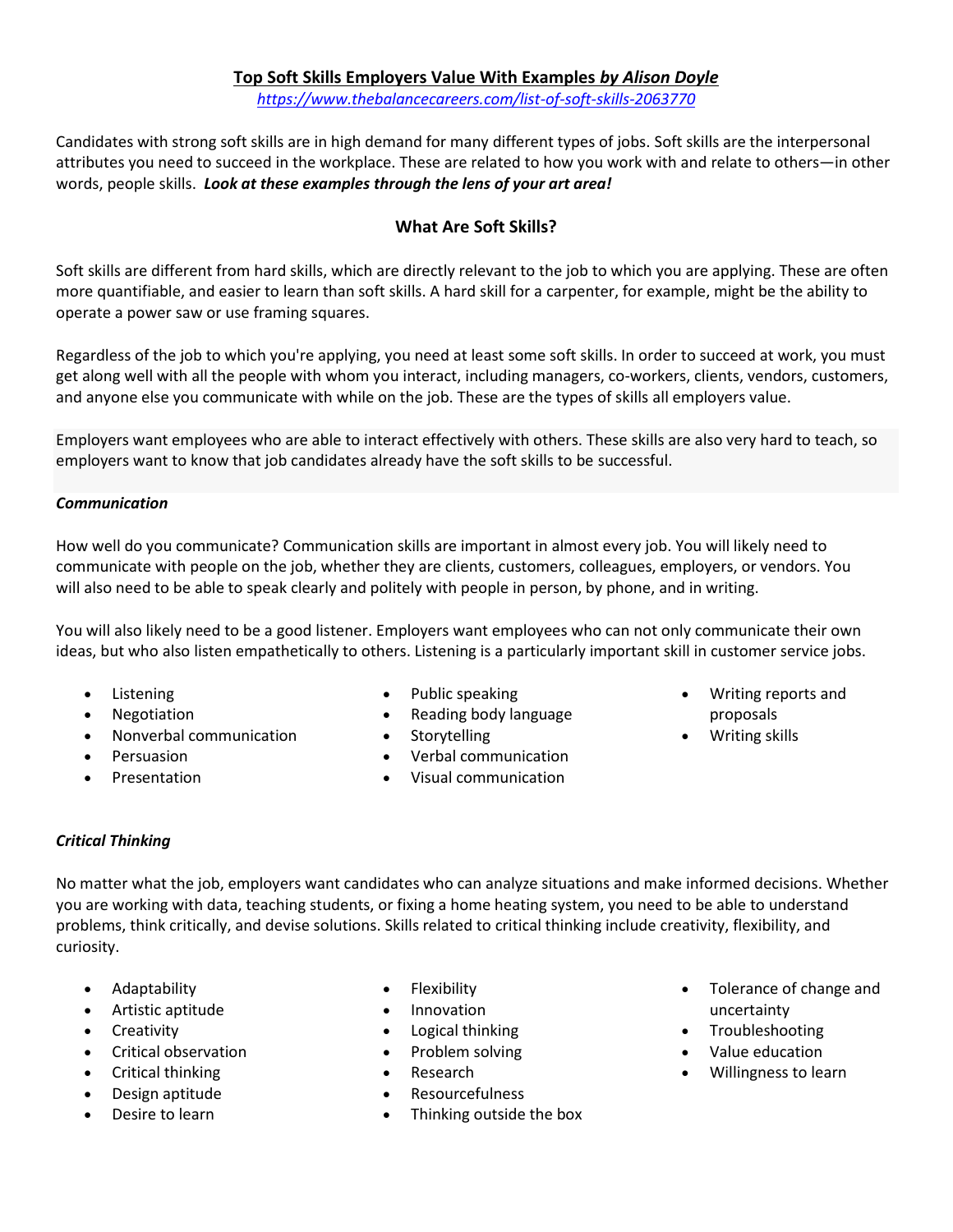# Top Soft Skills Employers Value With Examples *by Alison Doyle*

*https://www.thebalancecareers.com/list-of-soft-skills-2063770*

Candidates with strong soft skills are in high demand for many different types of jobs. Soft skills are the interpersonal attributes you need to succeed in the workplace. These are related to how you work with and relate to others—in other words, people skills. ***Look at these examples through the lens of your art area!***

## What Are Soft Skills?

Soft skills are different from hard skills, which are directly relevant to the job to which you are applying. These are often more quantifiable, and easier to learn than soft skills. A hard skill for a carpenter, for example, might be the ability to operate a power saw or use framing squares.

Regardless of the job to which you're applying, you need at least some soft skills. In order to succeed at work, you must get along well with all the people with whom you interact, including managers, co-workers, clients, vendors, customers, and anyone else you communicate with while on the job. These are the types of skills all employers value.

Employers want employees who are able to interact effectively with others. These skills are also very hard to teach, so employers want to know that job candidates already have the soft skills to be successful.

### *Communication*

How well do you communicate? Communication skills are important in almost every job. You will likely need to communicate with people on the job, whether they are clients, customers, colleagues, employers, or vendors. You will also need to be able to speak clearly and politely with people in person, by phone, and in writing.

You will also likely need to be a good listener. Employers want employees who can not only communicate their own ideas, but who also listen empathetically to others. Listening is a particularly important skill in customer service jobs.

- Listening
- Negotiation
- Nonverbal communication
- Persuasion
- Presentation
- Public speaking
- Reading body language
- Storytelling
- Verbal communication
- Visual communication
- Writing reports and proposals
- Writing skills

### *Critical Thinking*

No matter what the job, employers want candidates who can analyze situations and make informed decisions. Whether you are working with data, teaching students, or fixing a home heating system, you need to be able to understand problems, think critically, and devise solutions. Skills related to critical thinking include creativity, flexibility, and curiosity.

- Adaptability
- Artistic aptitude
- Creativity
- Critical observation
- Critical thinking
- Design aptitude
- Desire to learn
- Flexibility
- Innovation
- Logical thinking
- Problem solving
- Research
- Resourcefulness
- Thinking outside the box
- Tolerance of change and uncertainty
- Troubleshooting
- Value education
- Willingness to learn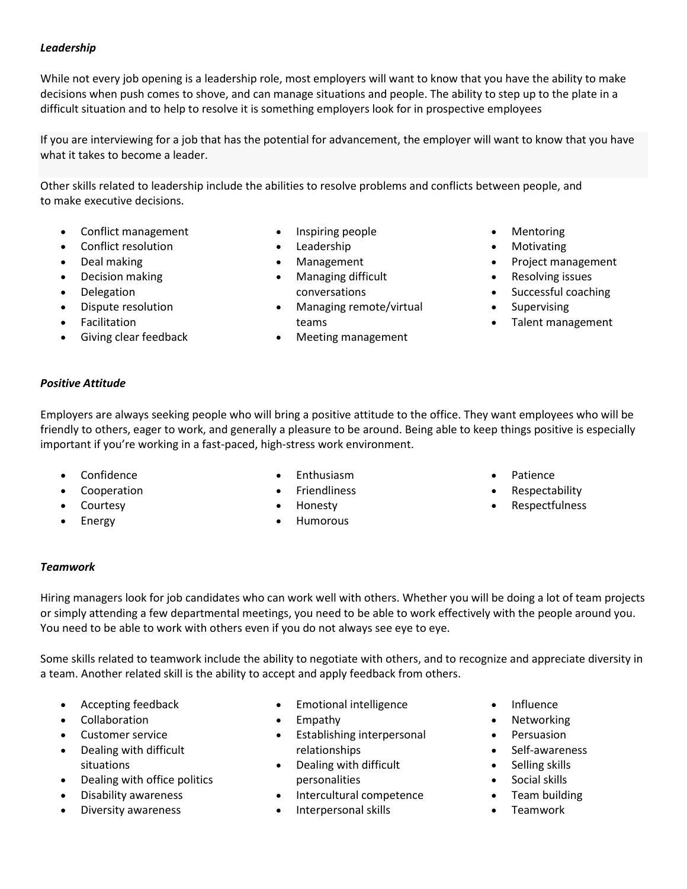***Leadership***

While not every job opening is a leadership role, most employers will want to know that you have the ability to make decisions when push comes to shove, and can manage situations and people. The ability to step up to the plate in a difficult situation and to help to resolve it is something employers look for in prospective employees

If you are interviewing for a job that has the potential for advancement, the employer will want to know that you have what it takes to become a leader.

Other skills related to leadership include the abilities to resolve problems and conflicts between people, and to make executive decisions.

- Conflict management
- Conflict resolution
- Deal making
- Decision making
- Delegation
- Dispute resolution
- Facilitation
- Giving clear feedback
- Inspiring people
- Leadership
- Management
- Managing difficult conversations
- Managing remote/virtual teams
- Meeting management
- Mentoring
- Motivating
- Project management
- Resolving issues
- Successful coaching
- Supervising
- Talent management

***Positive Attitude***

Employers are always seeking people who will bring a positive attitude to the office. They want employees who will be friendly to others, eager to work, and generally a pleasure to be around. Being able to keep things positive is especially important if you're working in a fast-paced, high-stress work environment.

- Confidence
- Cooperation
- Courtesy
- Energy
- Enthusiasm
- Friendliness
- Honesty
- Humorous
- Patience
- Respectability
- Respectfulness

***Teamwork***

Hiring managers look for job candidates who can work well with others. Whether you will be doing a lot of team projects or simply attending a few departmental meetings, you need to be able to work effectively with the people around you. You need to be able to work with others even if you do not always see eye to eye.

Some skills related to teamwork include the ability to negotiate with others, and to recognize and appreciate diversity in a team. Another related skill is the ability to accept and apply feedback from others.

- Accepting feedback
- Collaboration
- Customer service
- Dealing with difficult situations
- Dealing with office politics
- Disability awareness
- Diversity awareness
- Emotional intelligence
- Empathy
- Establishing interpersonal relationships
- Dealing with difficult personalities
- Intercultural competence
- Interpersonal skills
- Influence
- Networking
- Persuasion
- Self-awareness
- Selling skills
- Social skills
- Team building
- Teamwork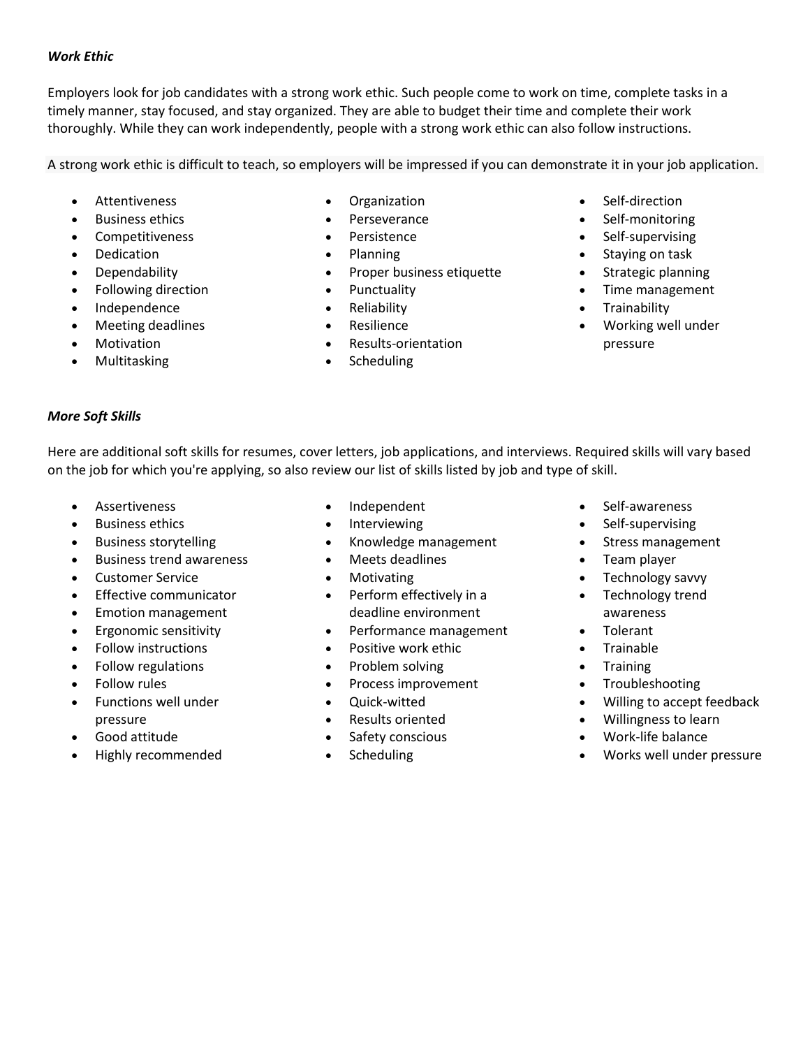***Work Ethic***

Employers look for job candidates with a strong work ethic. Such people come to work on time, complete tasks in a timely manner, stay focused, and stay organized. They are able to budget their time and complete their work thoroughly. While they can work independently, people with a strong work ethic can also follow instructions.

A strong work ethic is difficult to teach, so employers will be impressed if you can demonstrate it in your job application.

- Attentiveness
- Business ethics
- Competitiveness
- Dedication
- Dependability
- Following direction
- Independence
- Meeting deadlines
- Motivation
- Multitasking
- Organization
- Perseverance
- Persistence
- Planning
- Proper business etiquette
- Punctuality
- Reliability
- Resilience
- Results-orientation
- Scheduling
- Self-direction
- Self-monitoring
- Self-supervising
- Staying on task
- Strategic planning
- Time management
- Trainability
- Working well under pressure

***More Soft Skills***

Here are additional soft skills for resumes, cover letters, job applications, and interviews. Required skills will vary based on the job for which you're applying, so also review our list of skills listed by job and type of skill.

- Assertiveness
- Business ethics
- Business storytelling
- Business trend awareness
- Customer Service
- Effective communicator
- Emotion management
- Ergonomic sensitivity
- Follow instructions
- Follow regulations
- Follow rules
- Functions well under pressure
- Good attitude
- Highly recommended
- Independent
- Interviewing
- Knowledge management
- Meets deadlines
- Motivating
- Perform effectively in a deadline environment
- Performance management
- Positive work ethic
- Problem solving
- Process improvement
- Quick-witted
- Results oriented
- Safety conscious
- Scheduling
- Self-awareness
- Self-supervising
- Stress management
- Team player
- Technology savvy
- Technology trend awareness
- Tolerant
- Trainable
- Training
- Troubleshooting
- Willing to accept feedback
- Willingness to learn
- Work-life balance
- Works well under pressure